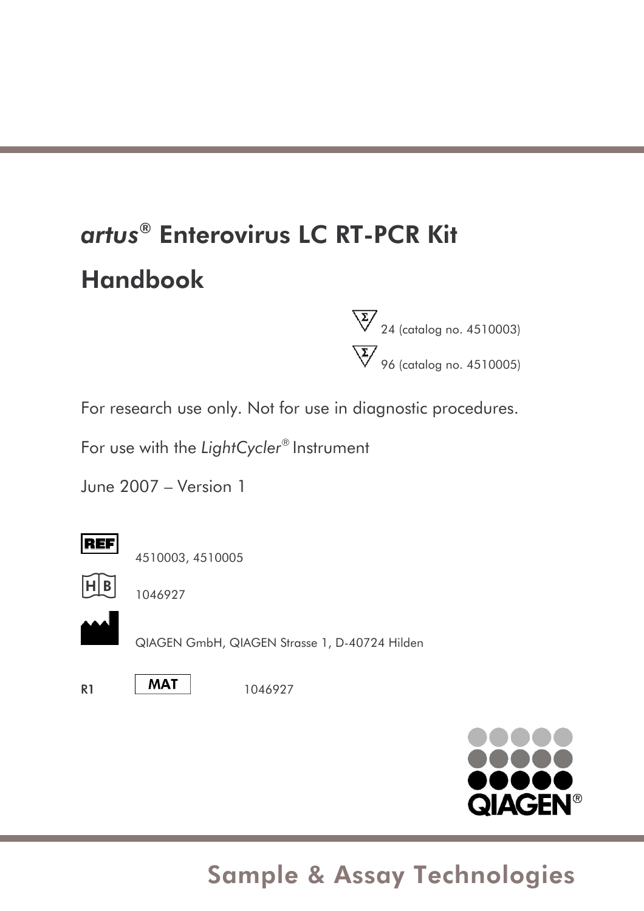# *artus*® Enterovirus LC RT-PCR Kit Handbook

Σ 24 (catalog no. 4510003)

Σ 96 (catalog no. 4510005)

For research use only. Not for use in diagnostic procedures.

For use with the *LightCycler*® Instrument

June 2007 – Version 1

REF 4510003, 4510005

HB 1046927

QIAGEN GmbH, QIAGEN Strasse 1, D-40724 Hilden

R1 MAT 1046927

QIAGEN®

Sample & Assay Technologies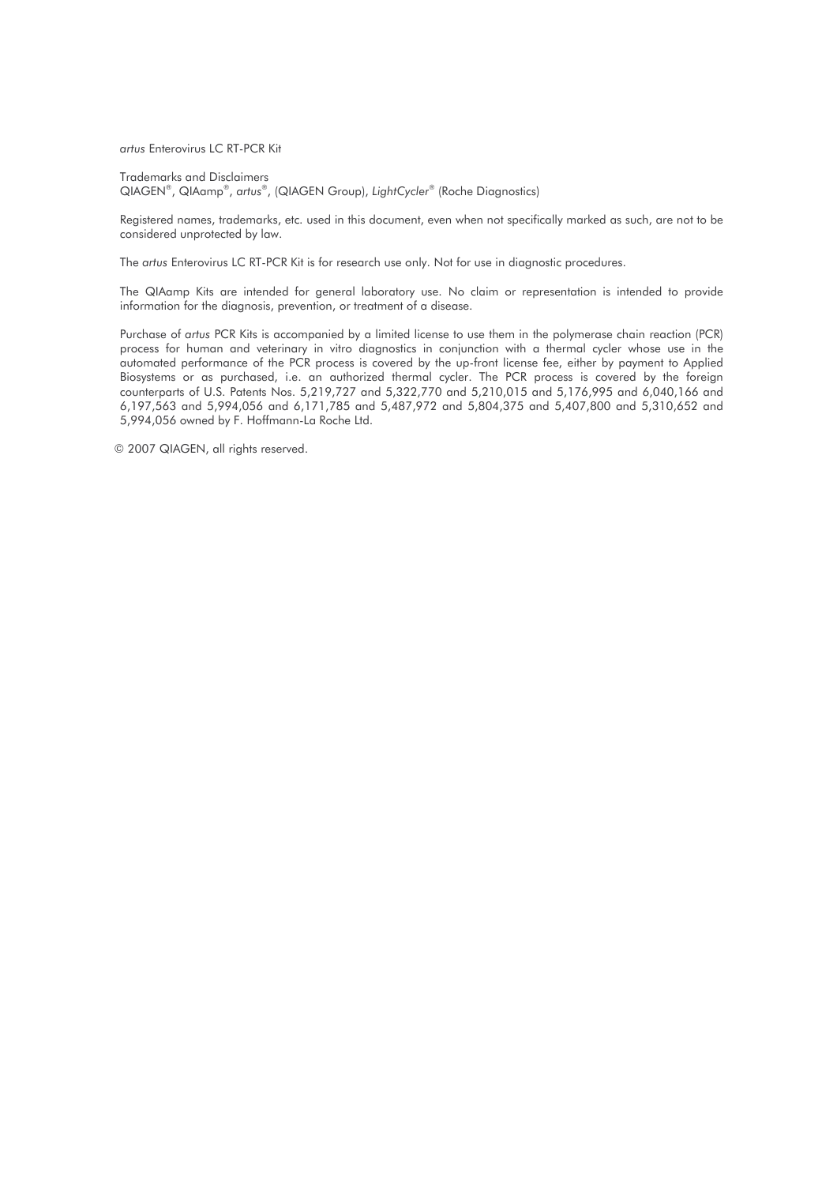*artus* Enterovirus LC RT-PCR Kit

Trademarks and Disclaimers
QIAGEN®, QIAamp®, *artus*®, (QIAGEN Group), *LightCycler*® (Roche Diagnostics)

Registered names, trademarks, etc. used in this document, even when not specifically marked as such, are not to be considered unprotected by law.

The *artus* Enterovirus LC RT-PCR Kit is for research use only. Not for use in diagnostic procedures.

The QIAamp Kits are intended for general laboratory use. No claim or representation is intended to provide information for the diagnosis, prevention, or treatment of a disease.

Purchase of *artus* PCR Kits is accompanied by a limited license to use them in the polymerase chain reaction (PCR) process for human and veterinary in vitro diagnostics in conjunction with a thermal cycler whose use in the automated performance of the PCR process is covered by the up-front license fee, either by payment to Applied Biosystems or as purchased, i.e. an authorized thermal cycler. The PCR process is covered by the foreign counterparts of U.S. Patents Nos. 5,219,727 and 5,322,770 and 5,210,015 and 5,176,995 and 6,040,166 and 6,197,563 and 5,994,056 and 6,171,785 and 5,487,972 and 5,804,375 and 5,407,800 and 5,310,652 and 5,994,056 owned by F. Hoffmann-La Roche Ltd.

© 2007 QIAGEN, all rights reserved.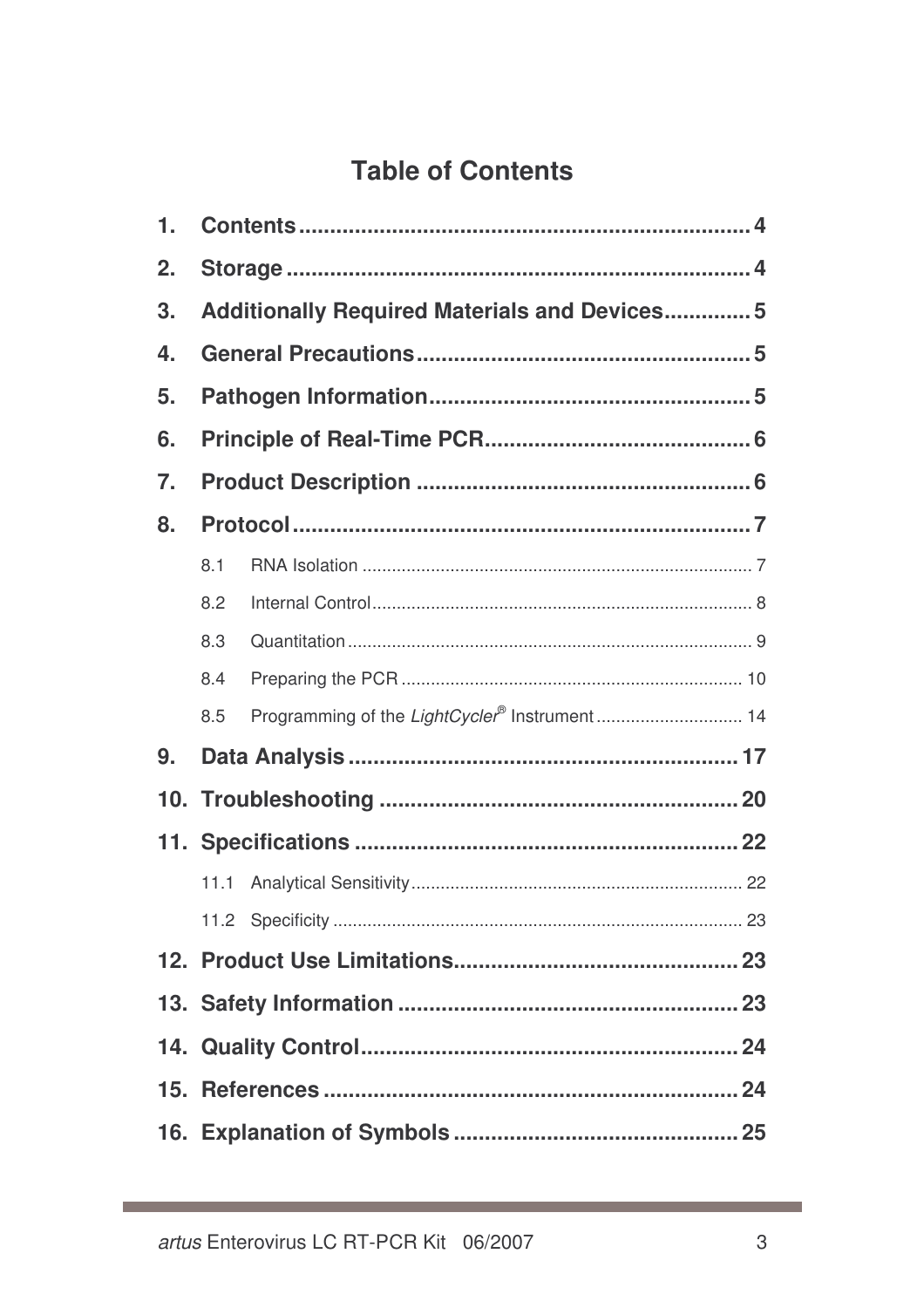# Table of Contents

1. **Contents** ..... 4
2. **Storage** ..... 4
3. **Additionally Required Materials and Devices** ..... 5
4. **General Precautions** ..... 5
5. **Pathogen Information** ..... 5
6. **Principle of Real-Time PCR** ..... 6
7. **Product Description** ..... 6
8. **Protocol** ..... 7
   - 8.1 RNA Isolation ..... 7
   - 8.2 Internal Control ..... 8
   - 8.3 Quantitation ..... 9
   - 8.4 Preparing the PCR ..... 10
   - 8.5 Programming of the *LightCycler®* Instrument ..... 14
9. **Data Analysis** ..... 17
10. **Troubleshooting** ..... 20
11. **Specifications** ..... 22
    - 11.1 Analytical Sensitivity ..... 22
    - 11.2 Specificity ..... 23
12. **Product Use Limitations** ..... 23
13. **Safety Information** ..... 23
14. **Quality Control** ..... 24
15. **References** ..... 24
16. **Explanation of Symbols** ..... 25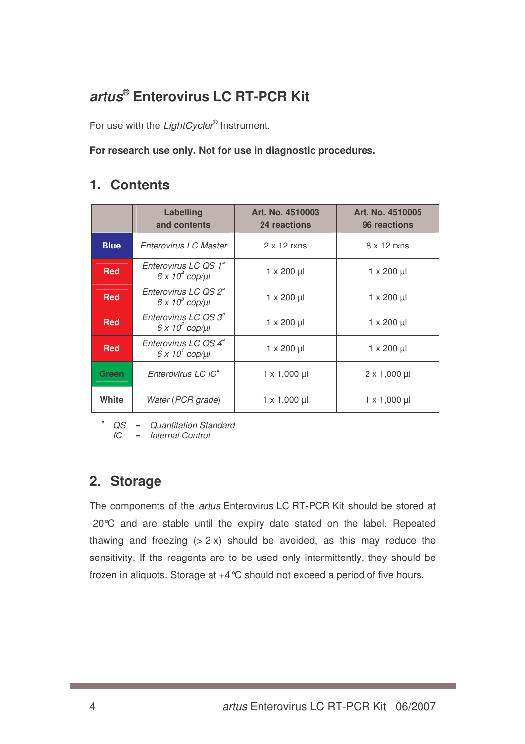# *artus*® Enterovirus LC RT-PCR Kit

For use with the *LightCycler*® Instrument.

**For research use only. Not for use in diagnostic procedures.**

## 1. Contents

| | Labelling and contents | Art. No. 4510003 24 reactions | Art. No. 4510005 96 reactions |
|---|---|---|---|
| **Blue** | *Enterovirus LC Master* | 2 x 12 rxns | 8 x 12 rxns |
| **Red** | *Enterovirus LC QS 1*¤ *6 x* $10^4$ *cop/µl* | 1 x 200 µl | 1 x 200 µl |
| **Red** | *Enterovirus LC QS 2*¤ *6 x* $10^3$ *cop/µl* | 1 x 200 µl | 1 x 200 µl |
| **Red** | *Enterovirus LC QS 3*¤ *6 x* $10^2$ *cop/µl* | 1 x 200 µl | 1 x 200 µl |
| **Red** | *Enterovirus LC QS 4*¤ *6 x* $10^1$ *cop/µl* | 1 x 200 µl | 1 x 200 µl |
| **Green** | *Enterovirus LC IC*¤ | 1 x 1,000 µl | 2 x 1,000 µl |
| **White** | *Water (PCR grade)* | 1 x 1,000 µl | 1 x 1,000 µl |

¤ *QS* = *Quantitation Standard*
*IC* = *Internal Control*

## 2. Storage

The components of the *artus* Enterovirus LC RT-PCR Kit should be stored at -20°C and are stable until the expiry date stated on the label. Repeated thawing and freezing (> 2 x) should be avoided, as this may reduce the sensitivity. If the reagents are to be used only intermittently, they should be frozen in aliquots. Storage at +4°C should not exceed a period of five hours.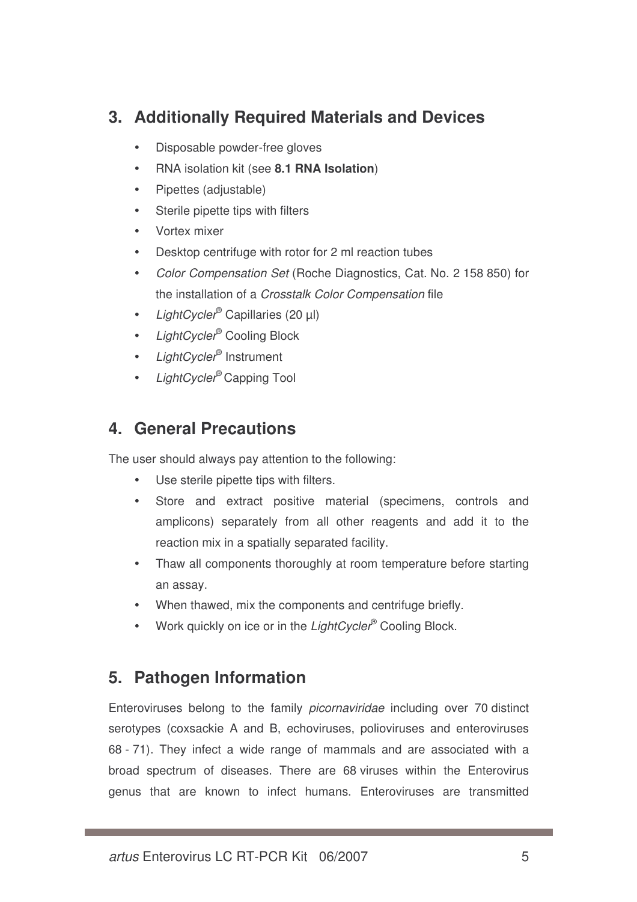## 3. Additionally Required Materials and Devices

- Disposable powder-free gloves
- RNA isolation kit (see **8.1 RNA Isolation**)
- Pipettes (adjustable)
- Sterile pipette tips with filters
- Vortex mixer
- Desktop centrifuge with rotor for 2 ml reaction tubes
- *Color Compensation Set* (Roche Diagnostics, Cat. No. 2 158 850) for the installation of a *Crosstalk Color Compensation* file
- *LightCycler*® Capillaries (20 µl)
- *LightCycler*® Cooling Block
- *LightCycler*® Instrument
- *LightCycler*® Capping Tool

## 4. General Precautions

The user should always pay attention to the following:

- Use sterile pipette tips with filters.
- Store and extract positive material (specimens, controls and amplicons) separately from all other reagents and add it to the reaction mix in a spatially separated facility.
- Thaw all components thoroughly at room temperature before starting an assay.
- When thawed, mix the components and centrifuge briefly.
- Work quickly on ice or in the *LightCycler*® Cooling Block.

## 5. Pathogen Information

Enteroviruses belong to the family *picornaviridae* including over 70 distinct serotypes (coxsackie A and B, echoviruses, polioviruses and enteroviruses 68 - 71). They infect a wide range of mammals and are associated with a broad spectrum of diseases. There are 68 viruses within the Enterovirus genus that are known to infect humans. Enteroviruses are transmitted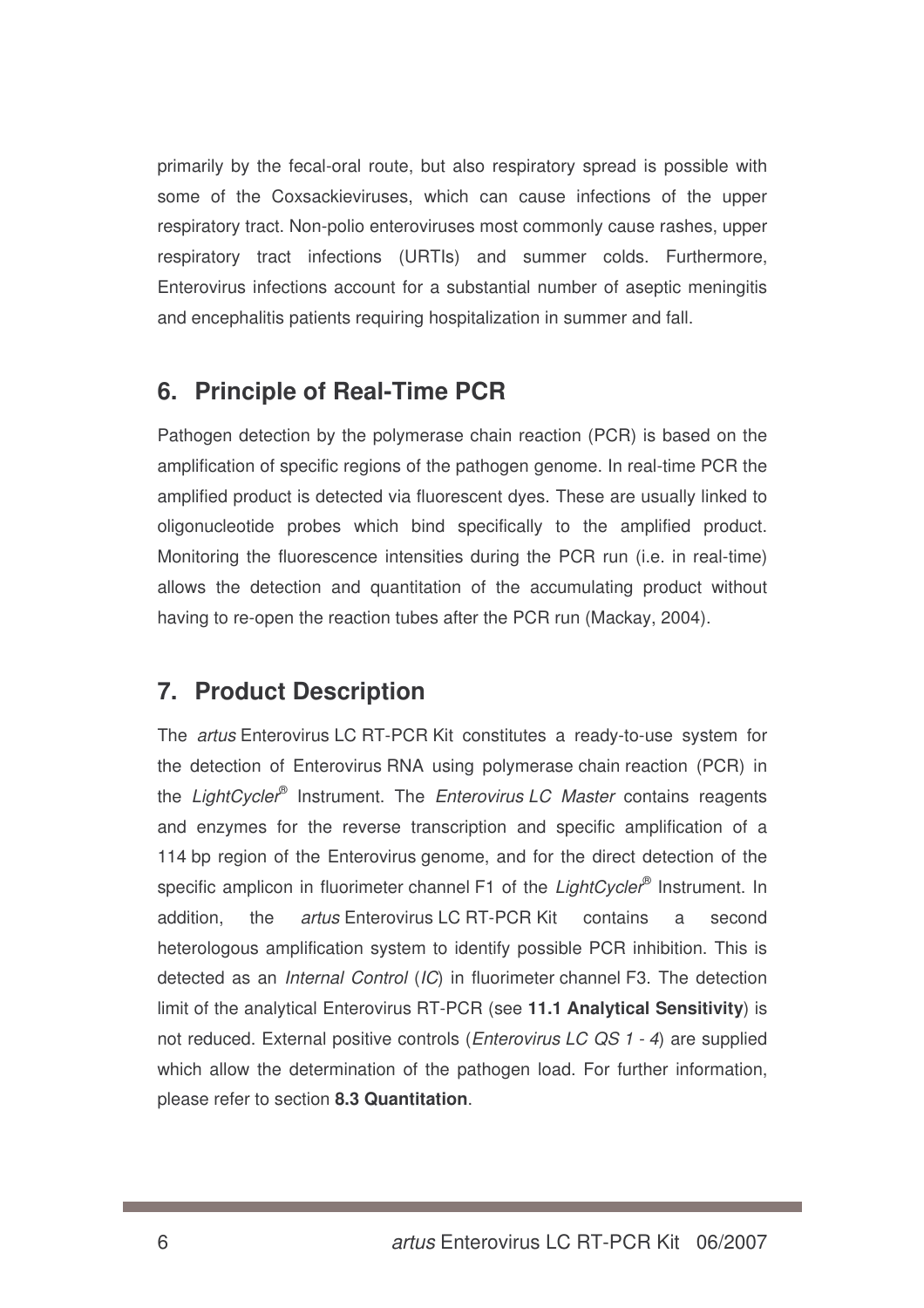primarily by the fecal-oral route, but also respiratory spread is possible with some of the Coxsackieviruses, which can cause infections of the upper respiratory tract. Non-polio enteroviruses most commonly cause rashes, upper respiratory tract infections (URTIs) and summer colds. Furthermore, Enterovirus infections account for a substantial number of aseptic meningitis and encephalitis patients requiring hospitalization in summer and fall.

## 6. Principle of Real-Time PCR

Pathogen detection by the polymerase chain reaction (PCR) is based on the amplification of specific regions of the pathogen genome. In real-time PCR the amplified product is detected via fluorescent dyes. These are usually linked to oligonucleotide probes which bind specifically to the amplified product. Monitoring the fluorescence intensities during the PCR run (i.e. in real-time) allows the detection and quantitation of the accumulating product without having to re-open the reaction tubes after the PCR run (Mackay, 2004).

## 7. Product Description

The *artus* Enterovirus LC RT-PCR Kit constitutes a ready-to-use system for the detection of Enterovirus RNA using polymerase chain reaction (PCR) in the *LightCycler®* Instrument. The *Enterovirus LC Master* contains reagents and enzymes for the reverse transcription and specific amplification of a 114 bp region of the Enterovirus genome, and for the direct detection of the specific amplicon in fluorimeter channel F1 of the *LightCycler®* Instrument. In addition, the *artus* Enterovirus LC RT-PCR Kit contains a second heterologous amplification system to identify possible PCR inhibition. This is detected as an *Internal Control* (*IC*) in fluorimeter channel F3. The detection limit of the analytical Enterovirus RT-PCR (see **11.1 Analytical Sensitivity**) is not reduced. External positive controls (*Enterovirus LC QS 1 - 4*) are supplied which allow the determination of the pathogen load. For further information, please refer to section **8.3 Quantitation**.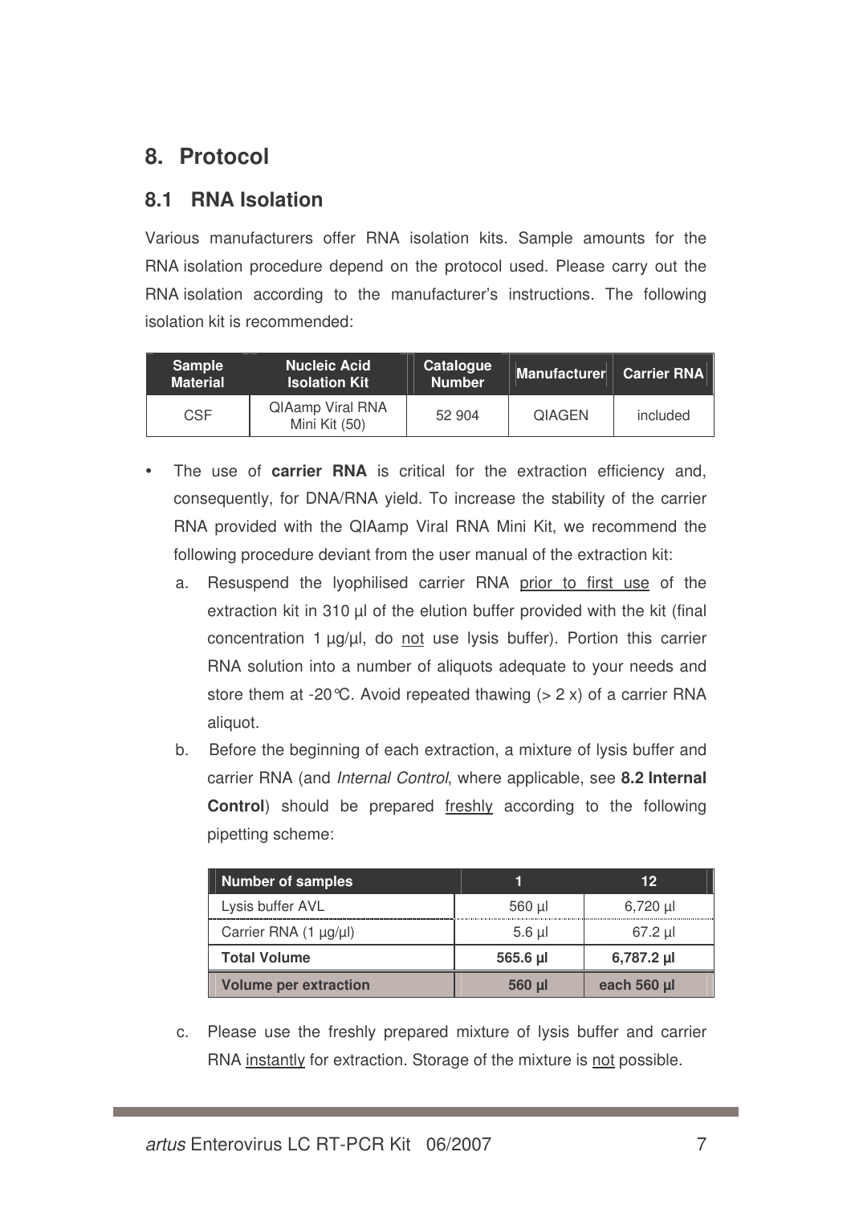# 8. Protocol

## 8.1 RNA Isolation

Various manufacturers offer RNA isolation kits. Sample amounts for the RNA isolation procedure depend on the protocol used. Please carry out the RNA isolation according to the manufacturer's instructions. The following isolation kit is recommended:

| Sample Material | Nucleic Acid Isolation Kit | Catalogue Number | Manufacturer | Carrier RNA |
|---|---|---|---|---|
| CSF | QIAamp Viral RNA Mini Kit (50) | 52 904 | QIAGEN | included |

- The use of **carrier RNA** is critical for the extraction efficiency and, consequently, for DNA/RNA yield. To increase the stability of the carrier RNA provided with the QIAamp Viral RNA Mini Kit, we recommend the following procedure deviant from the user manual of the extraction kit:
   a. Resuspend the lyophilised carrier RNA prior to first use of the extraction kit in 310 µl of the elution buffer provided with the kit (final concentration 1 µg/µl, do not use lysis buffer). Portion this carrier RNA solution into a number of aliquots adequate to your needs and store them at -20°C. Avoid repeated thawing (> 2 x) of a carrier RNA aliquot.
   b. Before the beginning of each extraction, a mixture of lysis buffer and carrier RNA (and *Internal Control*, where applicable, see **8.2 Internal Control**) should be prepared freshly according to the following pipetting scheme:

| Number of samples | 1 | 12 |
|---|---|---|
| Lysis buffer AVL | 560 µl | 6,720 µl |
| Carrier RNA (1 µg/µl) | 5.6 µl | 67.2 µl |
| **Total Volume** | **565.6 µl** | **6,787.2 µl** |
| **Volume per extraction** | **560 µl** | **each 560 µl** |

   c. Please use the freshly prepared mixture of lysis buffer and carrier RNA instantly for extraction. Storage of the mixture is not possible.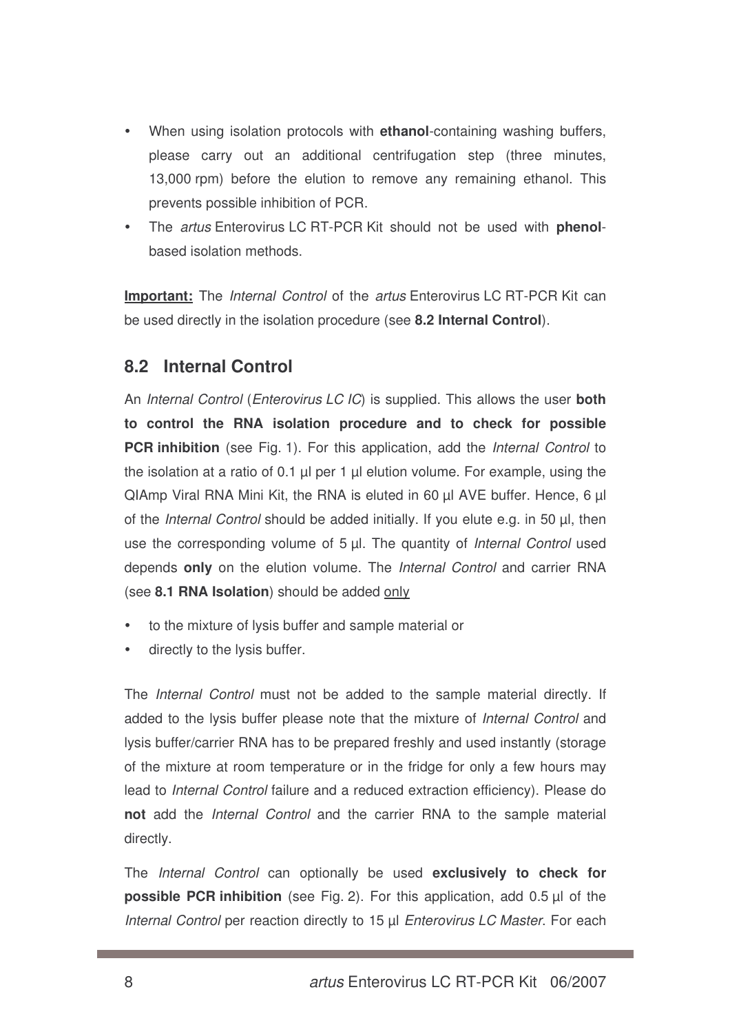- When using isolation protocols with **ethanol**-containing washing buffers, please carry out an additional centrifugation step (three minutes, 13,000 rpm) before the elution to remove any remaining ethanol. This prevents possible inhibition of PCR.
- The *artus* Enterovirus LC RT-PCR Kit should not be used with **phenol**-based isolation methods.

**Important:** The *Internal Control* of the *artus* Enterovirus LC RT-PCR Kit can be used directly in the isolation procedure (see **8.2 Internal Control**).

## 8.2 Internal Control

An *Internal Control* (*Enterovirus LC IC*) is supplied. This allows the user **both to control the RNA isolation procedure and to check for possible PCR inhibition** (see Fig. 1). For this application, add the *Internal Control* to the isolation at a ratio of 0.1 µl per 1 µl elution volume. For example, using the QIAmp Viral RNA Mini Kit, the RNA is eluted in 60 µl AVE buffer. Hence, 6 µl of the *Internal Control* should be added initially. If you elute e.g. in 50 µl, then use the corresponding volume of 5 µl. The quantity of *Internal Control* used depends **only** on the elution volume. The *Internal Control* and carrier RNA (see **8.1 RNA Isolation**) should be added <u>only</u>

- to the mixture of lysis buffer and sample material or
- directly to the lysis buffer.

The *Internal Control* must not be added to the sample material directly. If added to the lysis buffer please note that the mixture of *Internal Control* and lysis buffer/carrier RNA has to be prepared freshly and used instantly (storage of the mixture at room temperature or in the fridge for only a few hours may lead to *Internal Control* failure and a reduced extraction efficiency). Please do **not** add the *Internal Control* and the carrier RNA to the sample material directly.

The *Internal Control* can optionally be used **exclusively to check for possible PCR inhibition** (see Fig. 2). For this application, add 0.5 µl of the *Internal Control* per reaction directly to 15 µl *Enterovirus LC Master*. For each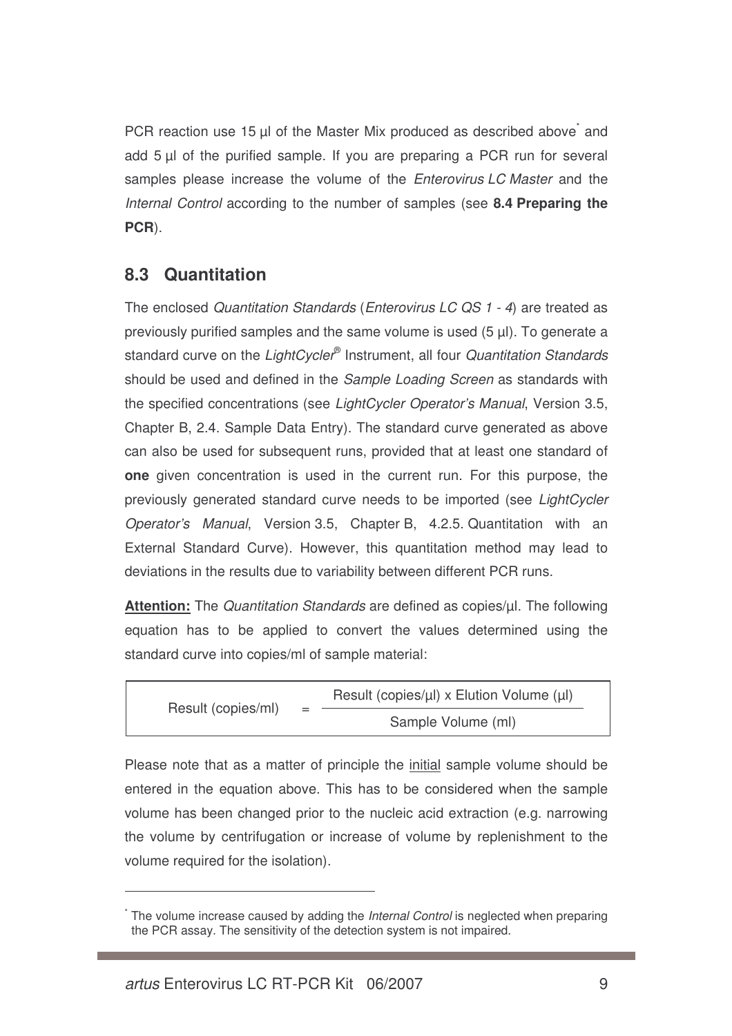PCR reaction use 15 µl of the Master Mix produced as described above[*] and add 5 µl of the purified sample. If you are preparing a PCR run for several samples please increase the volume of the *Enterovirus LC Master* and the *Internal Control* according to the number of samples (see **8.4 Preparing the PCR**).

## 8.3 Quantitation

The enclosed *Quantitation Standards* (*Enterovirus LC QS 1 - 4*) are treated as previously purified samples and the same volume is used (5 µl). To generate a standard curve on the *LightCycler®* Instrument, all four *Quantitation Standards* should be used and defined in the *Sample Loading Screen* as standards with the specified concentrations (see *LightCycler Operator's Manual*, Version 3.5, Chapter B, 2.4. Sample Data Entry). The standard curve generated as above can also be used for subsequent runs, provided that at least one standard of **one** given concentration is used in the current run. For this purpose, the previously generated standard curve needs to be imported (see *LightCycler Operator's Manual*, Version 3.5, Chapter B, 4.2.5. Quantitation with an External Standard Curve). However, this quantitation method may lead to deviations in the results due to variability between different PCR runs.

**Attention:** The *Quantitation Standards* are defined as copies/µl. The following equation has to be applied to convert the values determined using the standard curve into copies/ml of sample material:

$$\text{Result (copies/ml)} = \frac{\text{Result (copies/µl)} \times \text{Elution Volume (µl)}}{\text{Sample Volume (ml)}}$$

Please note that as a matter of principle the initial sample volume should be entered in the equation above. This has to be considered when the sample volume has been changed prior to the nucleic acid extraction (e.g. narrowing the volume by centrifugation or increase of volume by replenishment to the volume required for the isolation).

---

[*] The volume increase caused by adding the *Internal Control* is neglected when preparing the PCR assay. The sensitivity of the detection system is not impaired.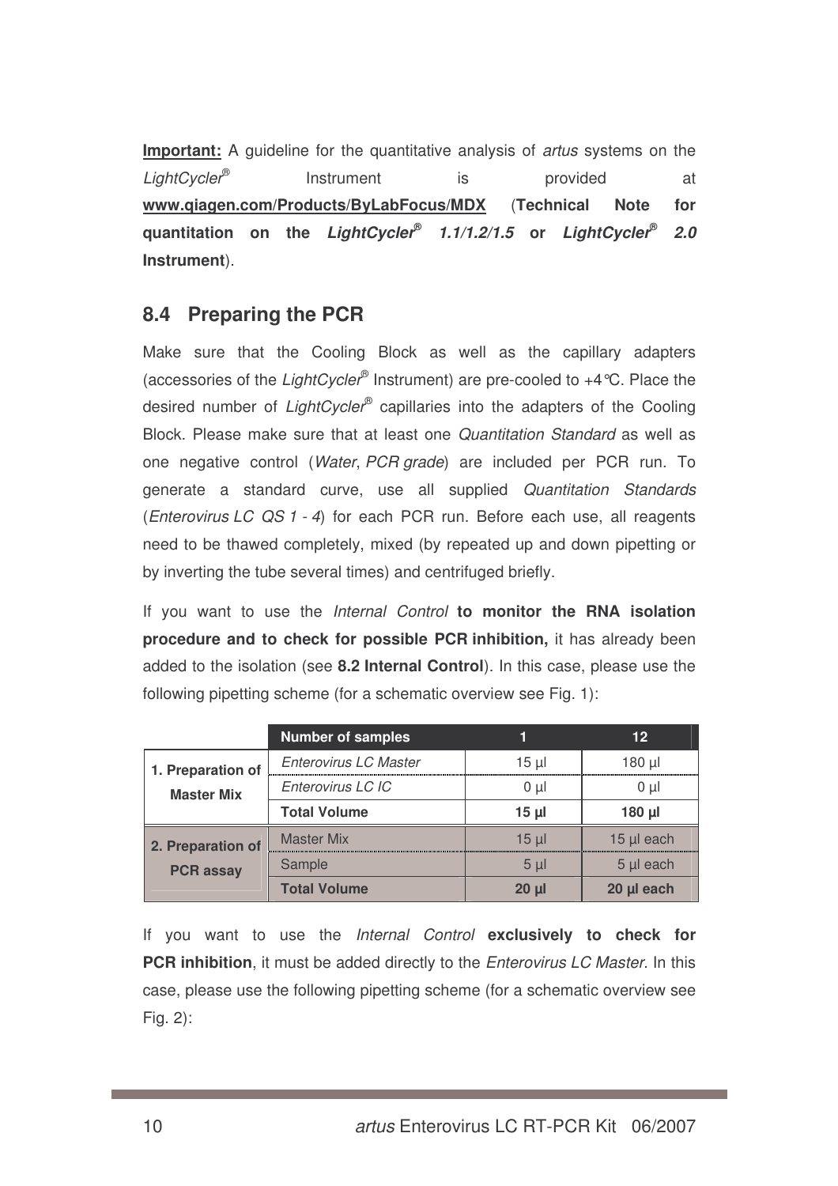**Important:** A guideline for the quantitative analysis of *artus* systems on the *LightCycler®* Instrument is provided at **www.qiagen.com/Products/ByLabFocus/MDX** (**Technical Note for quantitation on the *LightCycler® 1.1/1.2/1.5* or *LightCycler® 2.0* Instrument**).

## 8.4 Preparing the PCR

Make sure that the Cooling Block as well as the capillary adapters (accessories of the *LightCycler®* Instrument) are pre-cooled to +4°C. Place the desired number of *LightCycler®* capillaries into the adapters of the Cooling Block. Please make sure that at least one *Quantitation Standard* as well as one negative control (*Water*, *PCR grade*) are included per PCR run. To generate a standard curve, use all supplied *Quantitation Standards* (*Enterovirus LC QS 1 - 4*) for each PCR run. Before each use, all reagents need to be thawed completely, mixed (by repeated up and down pipetting or by inverting the tube several times) and centrifuged briefly.

If you want to use the *Internal Control* **to monitor the RNA isolation procedure and to check for possible PCR inhibition,** it has already been added to the isolation (see **8.2 Internal Control**). In this case, please use the following pipetting scheme (for a schematic overview see Fig. 1):

| | **Number of samples** | **1** | **12** |
|---|---|---|---|
| **1. Preparation of Master Mix** | *Enterovirus LC Master* | 15 µl | 180 µl |
| | *Enterovirus LC IC* | 0 µl | 0 µl |
| | **Total Volume** | **15 µl** | **180 µl** |
| **2. Preparation of PCR assay** | Master Mix | 15 µl | 15 µl each |
| | Sample | 5 µl | 5 µl each |
| | **Total Volume** | **20 µl** | **20 µl each** |

If you want to use the *Internal Control* **exclusively to check for PCR inhibition**, it must be added directly to the *Enterovirus LC Master*. In this case, please use the following pipetting scheme (for a schematic overview see Fig. 2):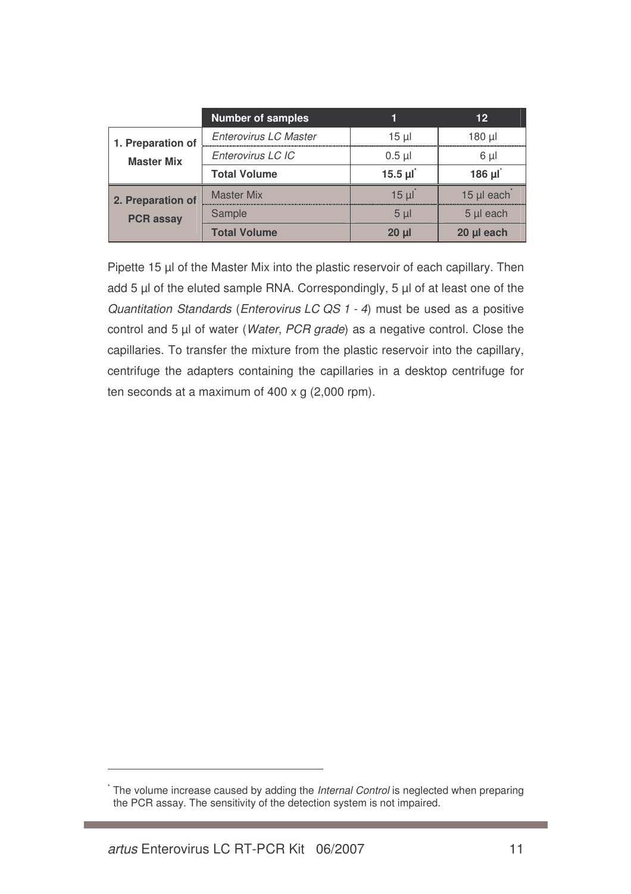| | Number of samples | 1 | 12 |
|---|---|---|---|
| **1. Preparation of Master Mix** | *Enterovirus LC Master* | 15 µl | 180 µl |
| | *Enterovirus LC IC* | 0.5 µl | 6 µl |
| | **Total Volume** | **15.5 µl*** | **186 µl*** |
| **2. Preparation of PCR assay** | Master Mix | 15 µl* | 15 µl each* |
| | Sample | 5 µl | 5 µl each |
| | **Total Volume** | **20 µl** | **20 µl each** |

Pipette 15 µl of the Master Mix into the plastic reservoir of each capillary. Then add 5 µl of the eluted sample RNA. Correspondingly, 5 µl of at least one of the *Quantitation Standards* (*Enterovirus LC QS 1 - 4*) must be used as a positive control and 5 µl of water (*Water*, *PCR grade*) as a negative control. Close the capillaries. To transfer the mixture from the plastic reservoir into the capillary, centrifuge the adapters containing the capillaries in a desktop centrifuge for ten seconds at a maximum of 400 x g (2,000 rpm).

* The volume increase caused by adding the *Internal Control* is neglected when preparing the PCR assay. The sensitivity of the detection system is not impaired.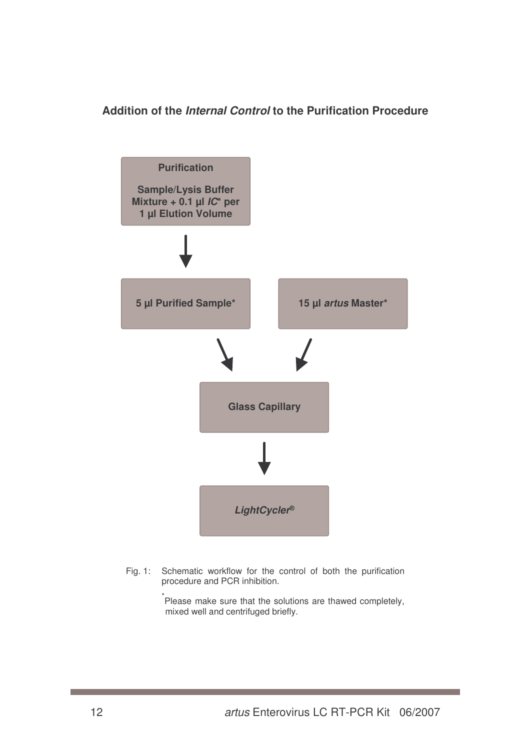**Addition of the *Internal Control* to the Purification Procedure**

**Purification**

**Sample/Lysis Buffer Mixture + 0.1 µl *IC** per 1 µl Elution Volume**

↓

**5 µl Purified Sample*** | **15 µl *artus* Master***

↓

**Glass Capillary**

↓

***LightCycler®***

Fig. 1: Schematic workflow for the control of both the purification procedure and PCR inhibition.

*Please make sure that the solutions are thawed completely, mixed well and centrifuged briefly.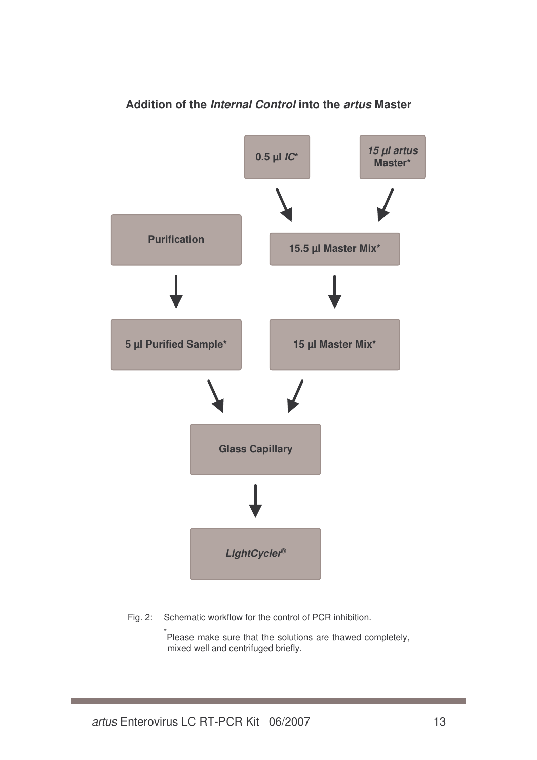**Addition of the *Internal Control* into the *artus* Master**

0.5 µl *IC**

*15 µl artus* **Master***

**Purification**

**15.5 µl Master Mix***

**5 µl Purified Sample***

**15 µl Master Mix***

**Glass Capillary**

***LightCycler®***

Fig. 2: Schematic workflow for the control of PCR inhibition.

*Please make sure that the solutions are thawed completely, mixed well and centrifuged briefly.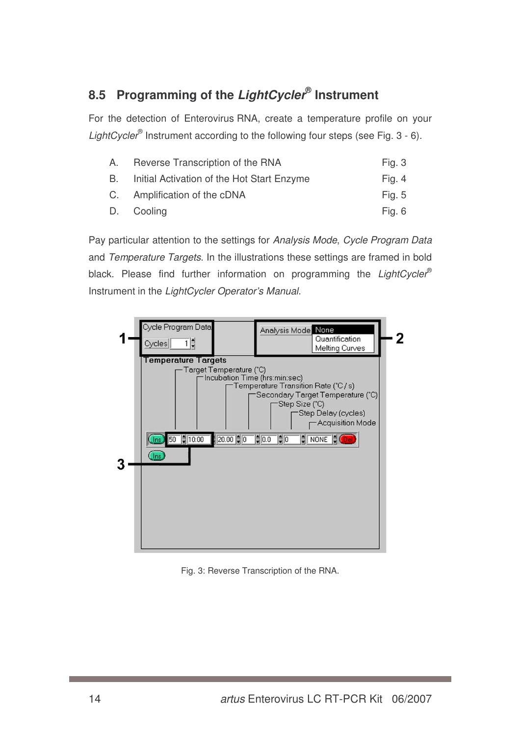## 8.5 Programming of the *LightCycler*® Instrument

For the detection of Enterovirus RNA, create a temperature profile on your *LightCycler*® Instrument according to the following four steps (see Fig. 3 - 6).

| | | |
|---|---|---|
| A. | Reverse Transcription of the RNA | Fig. 3 |
| B. | Initial Activation of the Hot Start Enzyme | Fig. 4 |
| C. | Amplification of the cDNA | Fig. 5 |
| D. | Cooling | Fig. 6 |

Pay particular attention to the settings for *Analysis Mode*, *Cycle Program Data* and *Temperature Targets*. In the illustrations these settings are framed in bold black. Please find further information on programming the *LightCycler*® Instrument in the *LightCycler Operator's Manual*.

Fig. 3: Reverse Transcription of the RNA.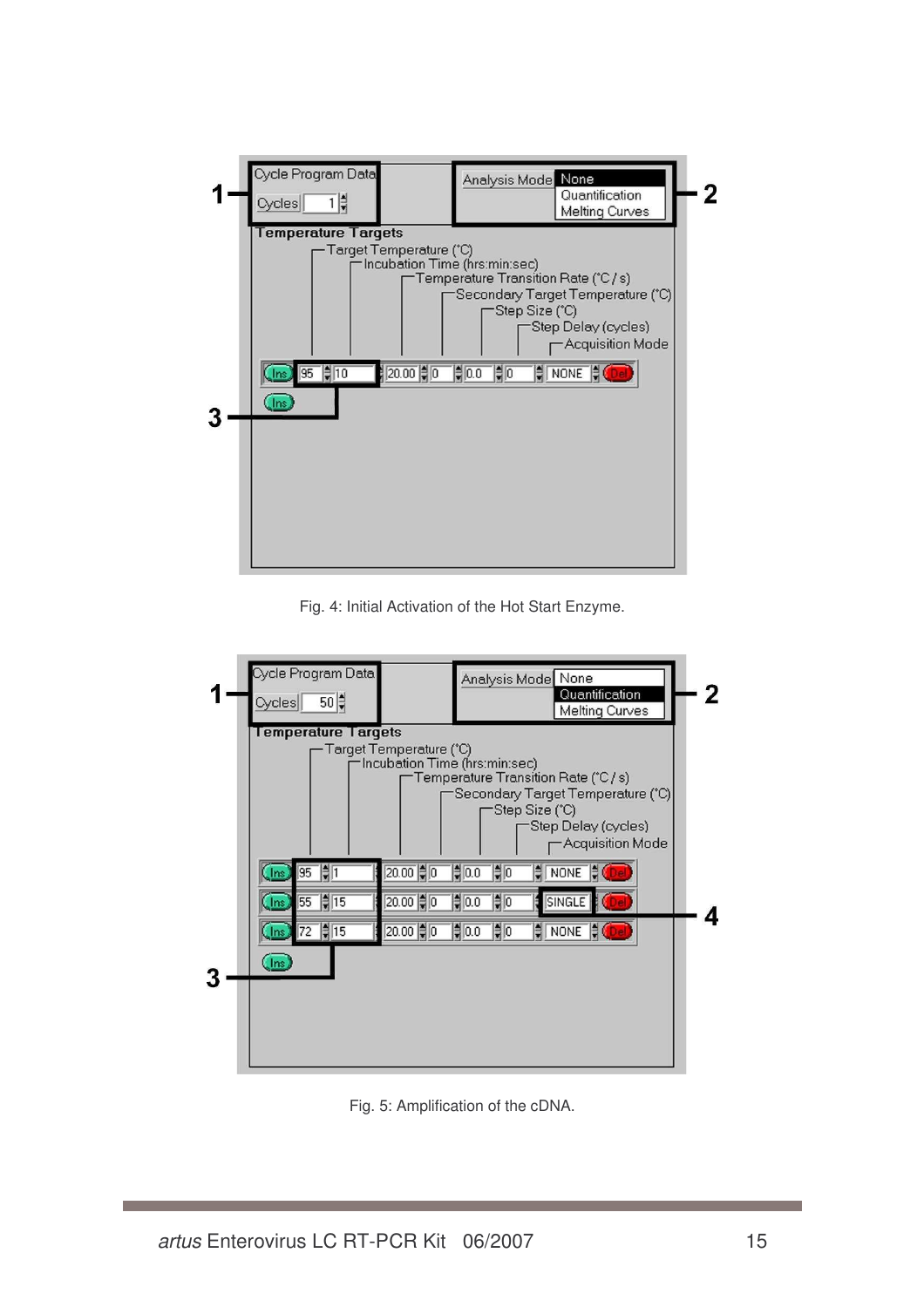Fig. 4: Initial Activation of the Hot Start Enzyme.

Fig. 5: Amplification of the cDNA.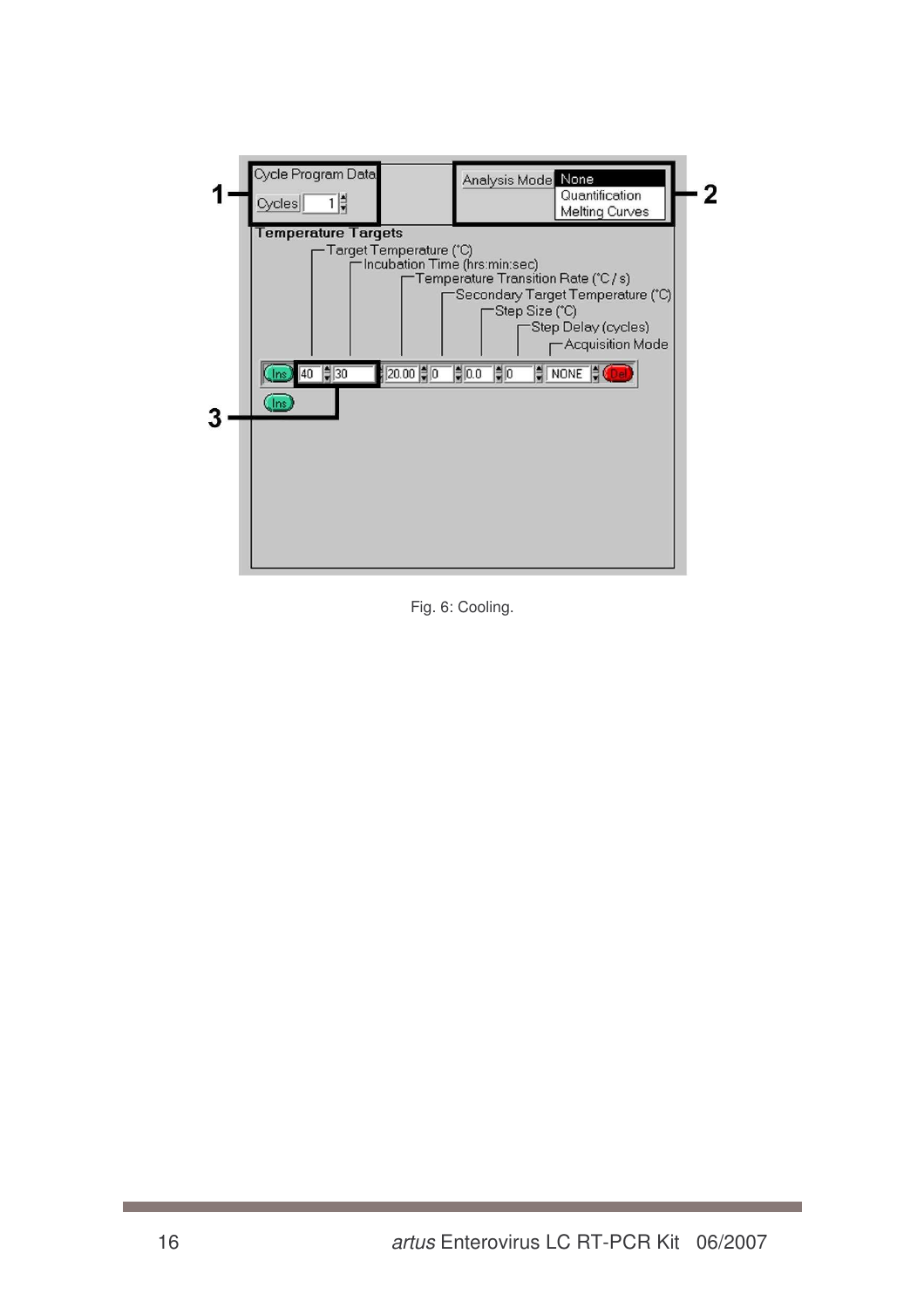Cycle Program Data

Cycles 1

Analysis Mode: None / Quantification / Melting Curves

Temperature Targets

- Target Temperature (°C)
- Incubation Time (hrs:min:sec)
- Temperature Transition Rate (°C / s)
- Secondary Target Temperature (°C)
- Step Size (°C)
- Step Delay (cycles)
- Acquisition Mode

Ins | 40 | 30 | 20.00 | 0 | 0.0 | 0 | NONE | Del

Ins

1, 2, 3

Fig. 6: Cooling.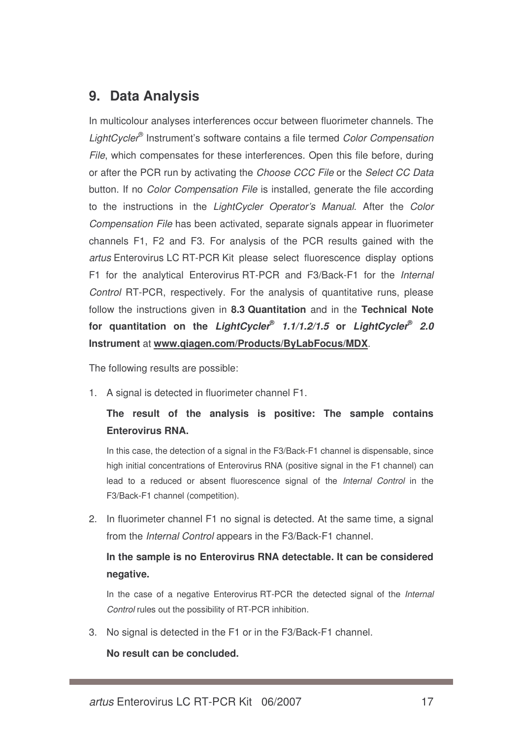## 9. Data Analysis

In multicolour analyses interferences occur between fluorimeter channels. The *LightCycler®* Instrument's software contains a file termed *Color Compensation File*, which compensates for these interferences. Open this file before, during or after the PCR run by activating the *Choose CCC File* or the *Select CC Data* button. If no *Color Compensation File* is installed, generate the file according to the instructions in the *LightCycler Operator's Manual*. After the *Color Compensation File* has been activated, separate signals appear in fluorimeter channels F1, F2 and F3. For analysis of the PCR results gained with the *artus* Enterovirus LC RT-PCR Kit please select fluorescence display options F1 for the analytical Enterovirus RT-PCR and F3/Back-F1 for the *Internal Control* RT-PCR, respectively. For the analysis of quantitative runs, please follow the instructions given in **8.3 Quantitation** and in the **Technical Note for quantitation on the *LightCycler® 1.1/1.2/1.5* or *LightCycler® 2.0* Instrument** at **www.qiagen.com/Products/ByLabFocus/MDX**.

The following results are possible:

1. A signal is detected in fluorimeter channel F1.

   **The result of the analysis is positive: The sample contains Enterovirus RNA.**

   In this case, the detection of a signal in the F3/Back-F1 channel is dispensable, since high initial concentrations of Enterovirus RNA (positive signal in the F1 channel) can lead to a reduced or absent fluorescence signal of the *Internal Control* in the F3/Back-F1 channel (competition).

2. In fluorimeter channel F1 no signal is detected. At the same time, a signal from the *Internal Control* appears in the F3/Back-F1 channel.

   **In the sample is no Enterovirus RNA detectable. It can be considered negative.**

   In the case of a negative Enterovirus RT-PCR the detected signal of the *Internal Control* rules out the possibility of RT-PCR inhibition.

3. No signal is detected in the F1 or in the F3/Back-F1 channel.

   **No result can be concluded.**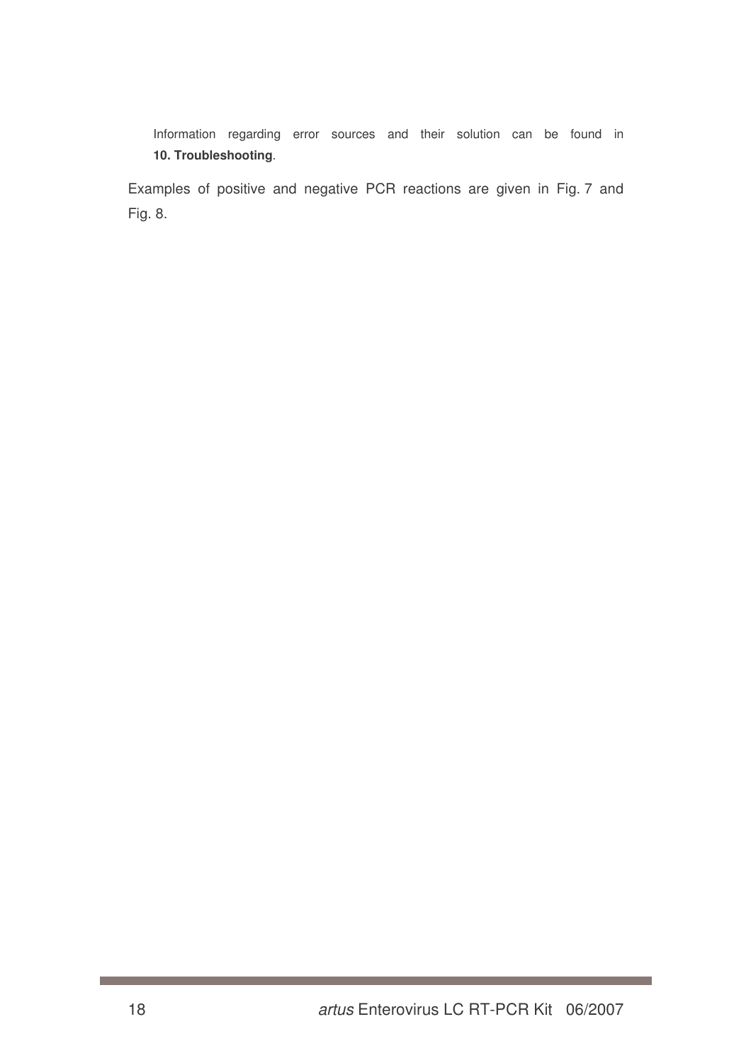Information regarding error sources and their solution can be found in **10. Troubleshooting**.

Examples of positive and negative PCR reactions are given in Fig. 7 and Fig. 8.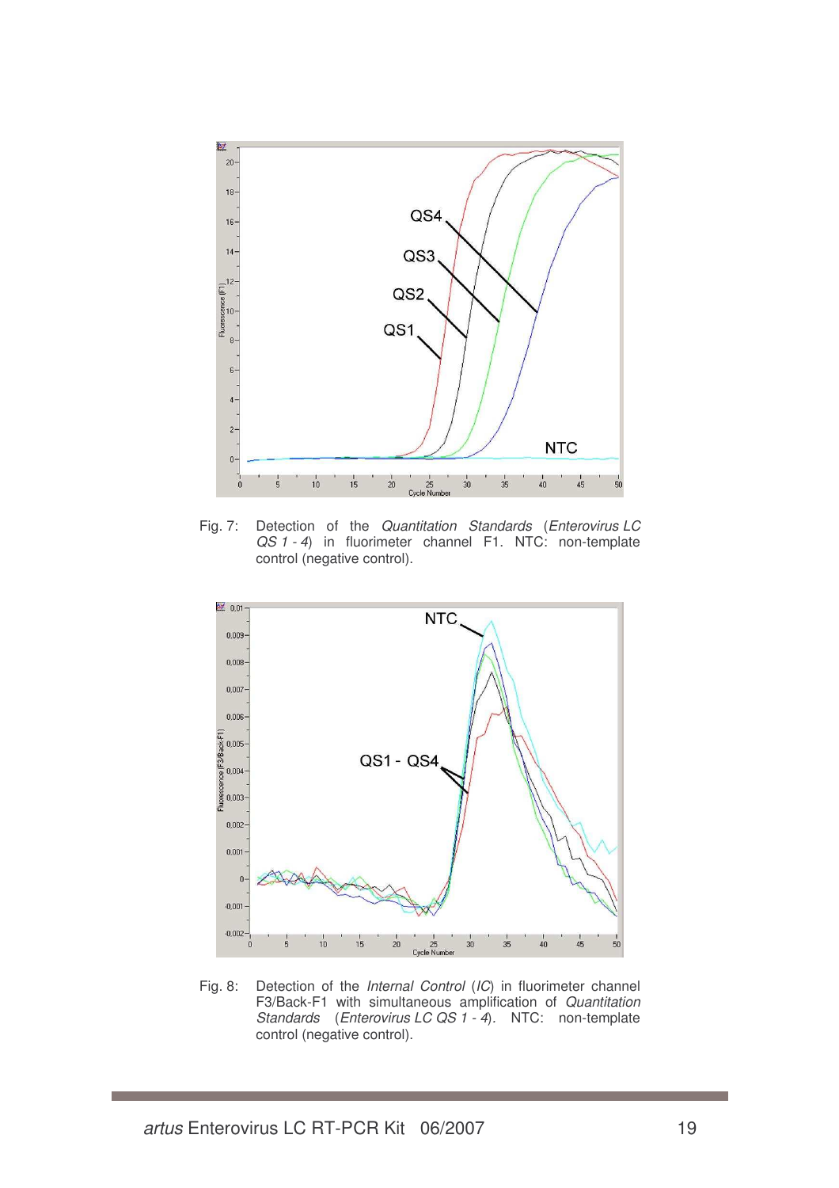Fig. 7: Detection of the *Quantitation Standards* (*Enterovirus LC QS 1 - 4*) in fluorimeter channel F1. NTC: non-template control (negative control).

Fig. 8: Detection of the *Internal Control* (*IC*) in fluorimeter channel F3/Back-F1 with simultaneous amplification of *Quantitation Standards* (*Enterovirus LC QS 1 - 4*). NTC: non-template control (negative control).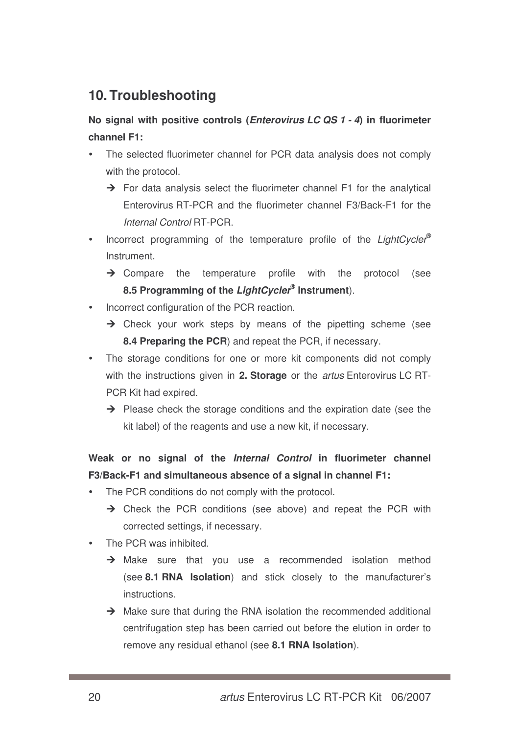## 10. Troubleshooting

**No signal with positive controls (*Enterovirus LC QS 1 - 4*) in fluorimeter channel F1:**

- The selected fluorimeter channel for PCR data analysis does not comply with the protocol.
  - → For data analysis select the fluorimeter channel F1 for the analytical Enterovirus RT-PCR and the fluorimeter channel F3/Back-F1 for the *Internal Control* RT-PCR.
- Incorrect programming of the temperature profile of the *LightCycler®* Instrument.
  - → Compare the temperature profile with the protocol (see **8.5 Programming of the *LightCycler®* Instrument**).
- Incorrect configuration of the PCR reaction.
  - → Check your work steps by means of the pipetting scheme (see **8.4 Preparing the PCR**) and repeat the PCR, if necessary.
- The storage conditions for one or more kit components did not comply with the instructions given in **2. Storage** or the *artus* Enterovirus LC RT-PCR Kit had expired.
  - → Please check the storage conditions and the expiration date (see the kit label) of the reagents and use a new kit, if necessary.

**Weak or no signal of the *Internal Control* in fluorimeter channel F3/Back-F1 and simultaneous absence of a signal in channel F1:**

- The PCR conditions do not comply with the protocol.
  - → Check the PCR conditions (see above) and repeat the PCR with corrected settings, if necessary.
- The PCR was inhibited.
  - → Make sure that you use a recommended isolation method (see **8.1 RNA Isolation**) and stick closely to the manufacturer's instructions.
  - → Make sure that during the RNA isolation the recommended additional centrifugation step has been carried out before the elution in order to remove any residual ethanol (see **8.1 RNA Isolation**).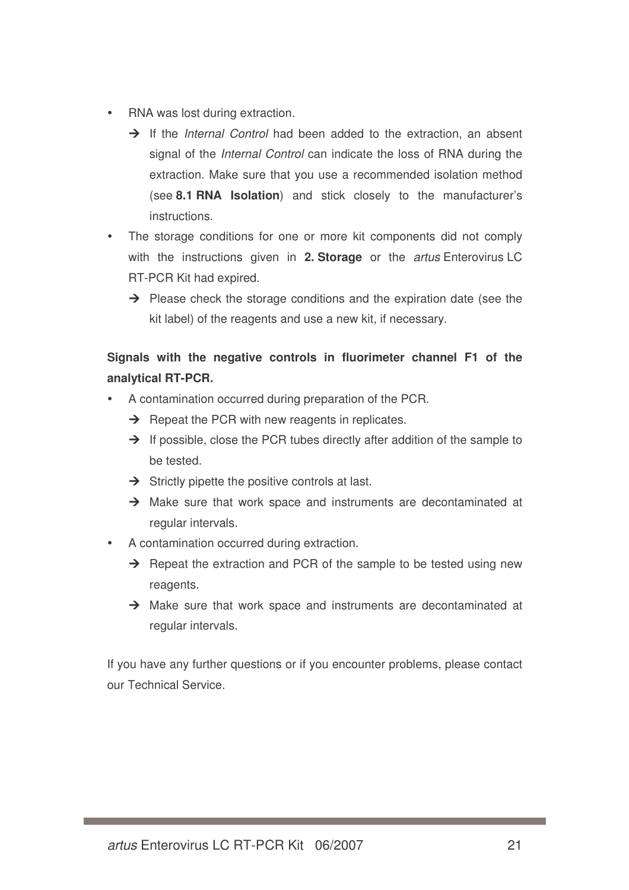- RNA was lost during extraction.
  - → If the *Internal Control* had been added to the extraction, an absent signal of the *Internal Control* can indicate the loss of RNA during the extraction. Make sure that you use a recommended isolation method (see **8.1 RNA Isolation**) and stick closely to the manufacturer's instructions.
- The storage conditions for one or more kit components did not comply with the instructions given in **2. Storage** or the *artus* Enterovirus LC RT-PCR Kit had expired.
  - → Please check the storage conditions and the expiration date (see the kit label) of the reagents and use a new kit, if necessary.

**Signals with the negative controls in fluorimeter channel F1 of the analytical RT-PCR.**

- A contamination occurred during preparation of the PCR.
  - → Repeat the PCR with new reagents in replicates.
  - → If possible, close the PCR tubes directly after addition of the sample to be tested.
  - → Strictly pipette the positive controls at last.
  - → Make sure that work space and instruments are decontaminated at regular intervals.
- A contamination occurred during extraction.
  - → Repeat the extraction and PCR of the sample to be tested using new reagents.
  - → Make sure that work space and instruments are decontaminated at regular intervals.

If you have any further questions or if you encounter problems, please contact our Technical Service.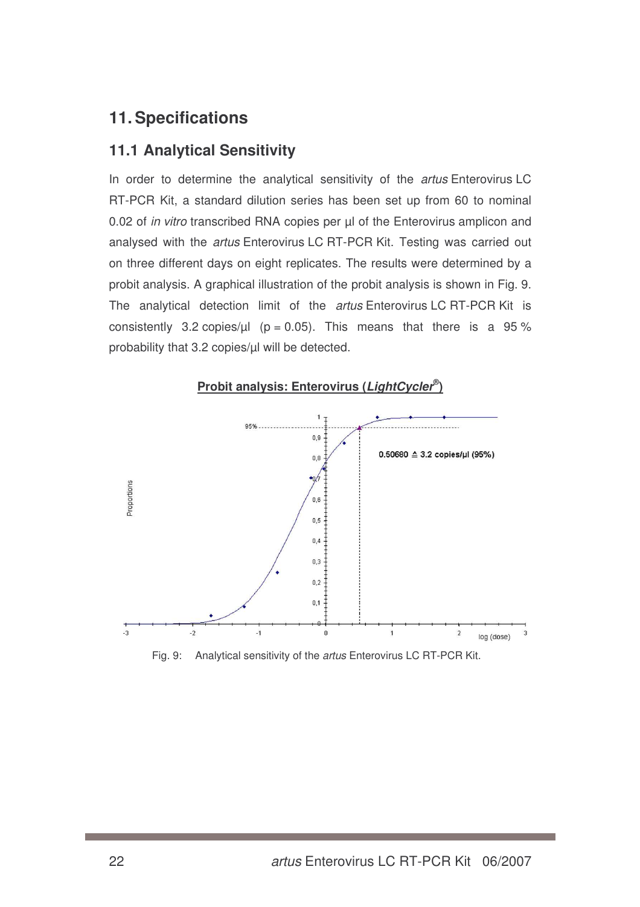# 11. Specifications

## 11.1 Analytical Sensitivity

In order to determine the analytical sensitivity of the *artus* Enterovirus LC RT-PCR Kit, a standard dilution series has been set up from 60 to nominal 0.02 of *in vitro* transcribed RNA copies per µl of the Enterovirus amplicon and analysed with the *artus* Enterovirus LC RT-PCR Kit. Testing was carried out on three different days on eight replicates. The results were determined by a probit analysis. A graphical illustration of the probit analysis is shown in Fig. 9. The analytical detection limit of the *artus* Enterovirus LC RT-PCR Kit is consistently 3.2 copies/µl ($p = 0.05$). This means that there is a 95 % probability that 3.2 copies/µl will be detected.

**Probit analysis: Enterovirus (*LightCycler*®)**

0.50680 ≙ 3.2 copies/µl (95%)

Fig. 9: Analytical sensitivity of the *artus* Enterovirus LC RT-PCR Kit.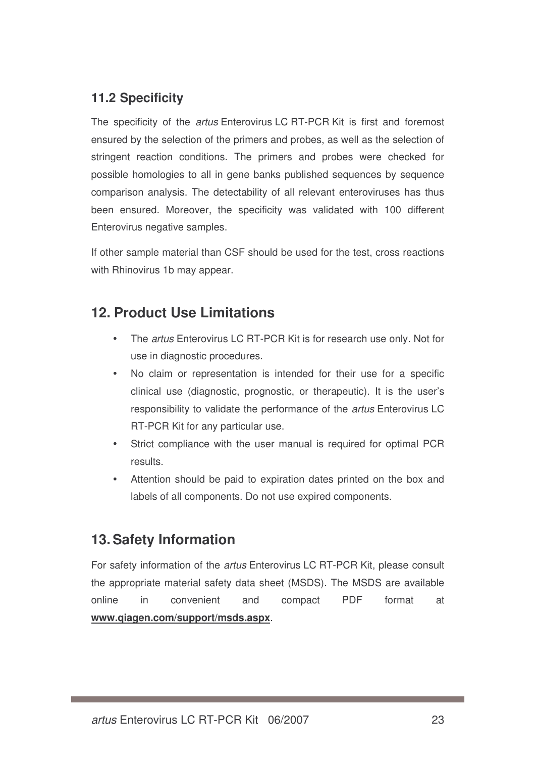### 11.2 Specificity

The specificity of the *artus* Enterovirus LC RT-PCR Kit is first and foremost ensured by the selection of the primers and probes, as well as the selection of stringent reaction conditions. The primers and probes were checked for possible homologies to all in gene banks published sequences by sequence comparison analysis. The detectability of all relevant enteroviruses has thus been ensured. Moreover, the specificity was validated with 100 different Enterovirus negative samples.

If other sample material than CSF should be used for the test, cross reactions with Rhinovirus 1b may appear.

## 12. Product Use Limitations

- The *artus* Enterovirus LC RT-PCR Kit is for research use only. Not for use in diagnostic procedures.
- No claim or representation is intended for their use for a specific clinical use (diagnostic, prognostic, or therapeutic). It is the user's responsibility to validate the performance of the *artus* Enterovirus LC RT-PCR Kit for any particular use.
- Strict compliance with the user manual is required for optimal PCR results.
- Attention should be paid to expiration dates printed on the box and labels of all components. Do not use expired components.

## 13. Safety Information

For safety information of the *artus* Enterovirus LC RT-PCR Kit, please consult the appropriate material safety data sheet (MSDS). The MSDS are available online in convenient and compact PDF format at **www.qiagen.com/support/msds.aspx**.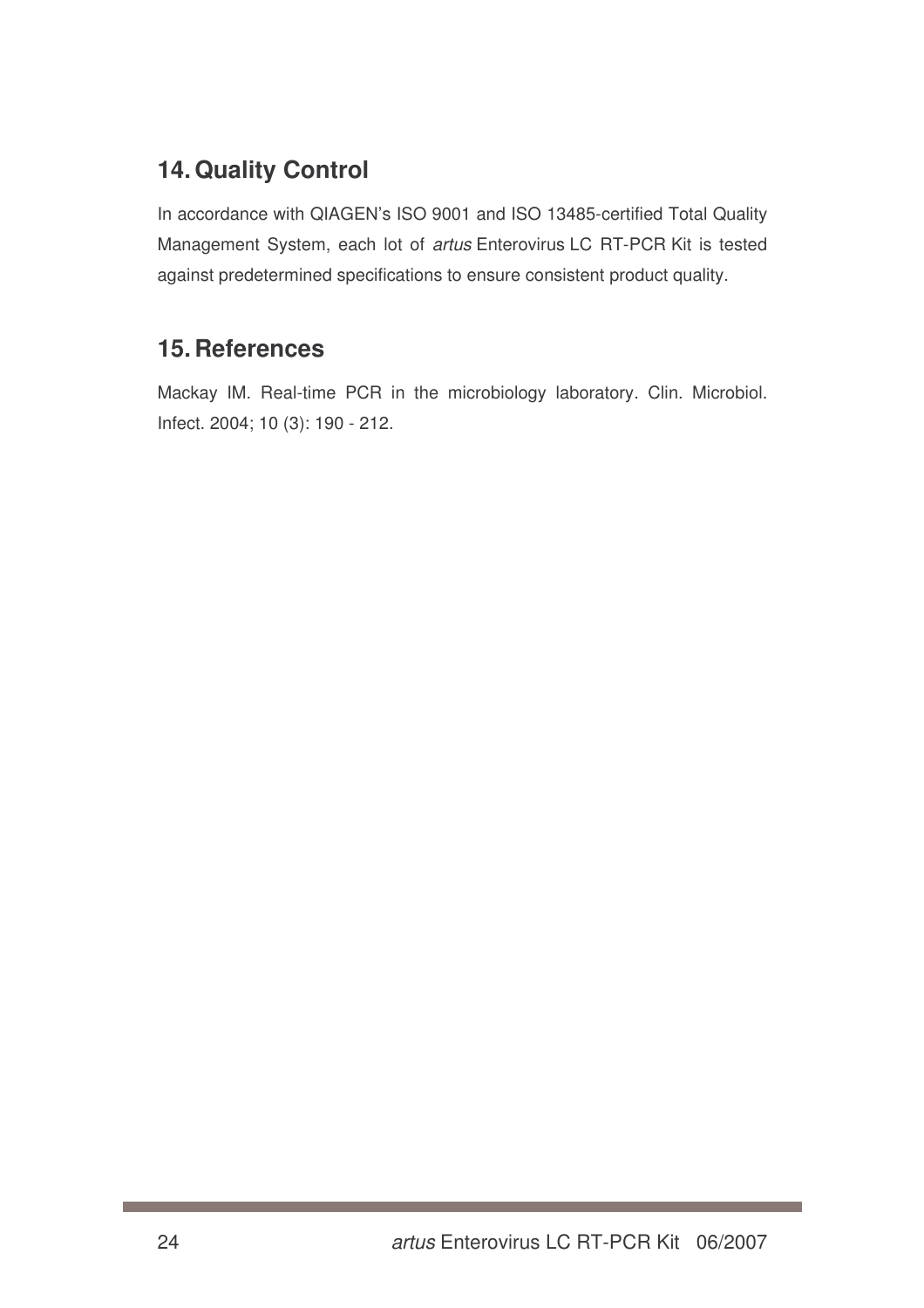## 14. Quality Control

In accordance with QIAGEN's ISO 9001 and ISO 13485-certified Total Quality Management System, each lot of *artus* Enterovirus LC RT-PCR Kit is tested against predetermined specifications to ensure consistent product quality.

## 15. References

Mackay IM. Real-time PCR in the microbiology laboratory. Clin. Microbiol. Infect. 2004; 10 (3): 190 - 212.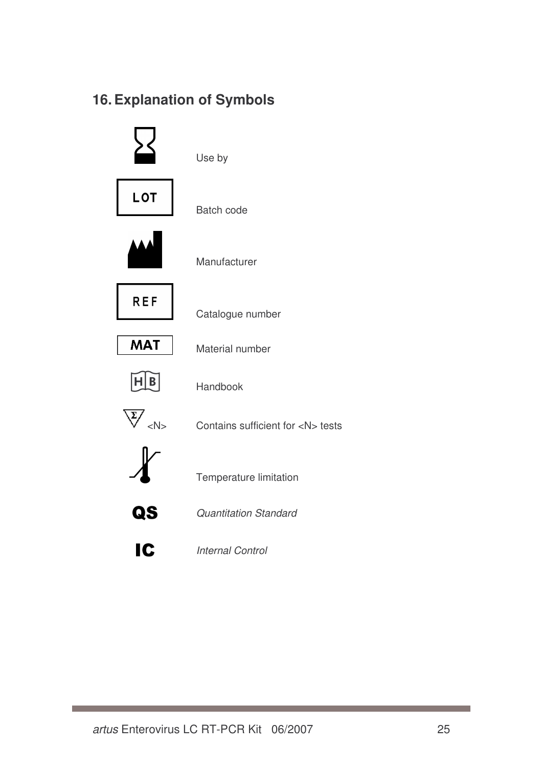## 16. Explanation of Symbols

| Symbol | Explanation |
|---|---|
| | Use by |
| LOT | Batch code |
| | Manufacturer |
| REF | Catalogue number |
| MAT | Material number |
| HB | Handbook |
| <N> | Contains sufficient for <N> tests |
| | Temperature limitation |
| QS | *Quantitation Standard* |
| IC | *Internal Control* |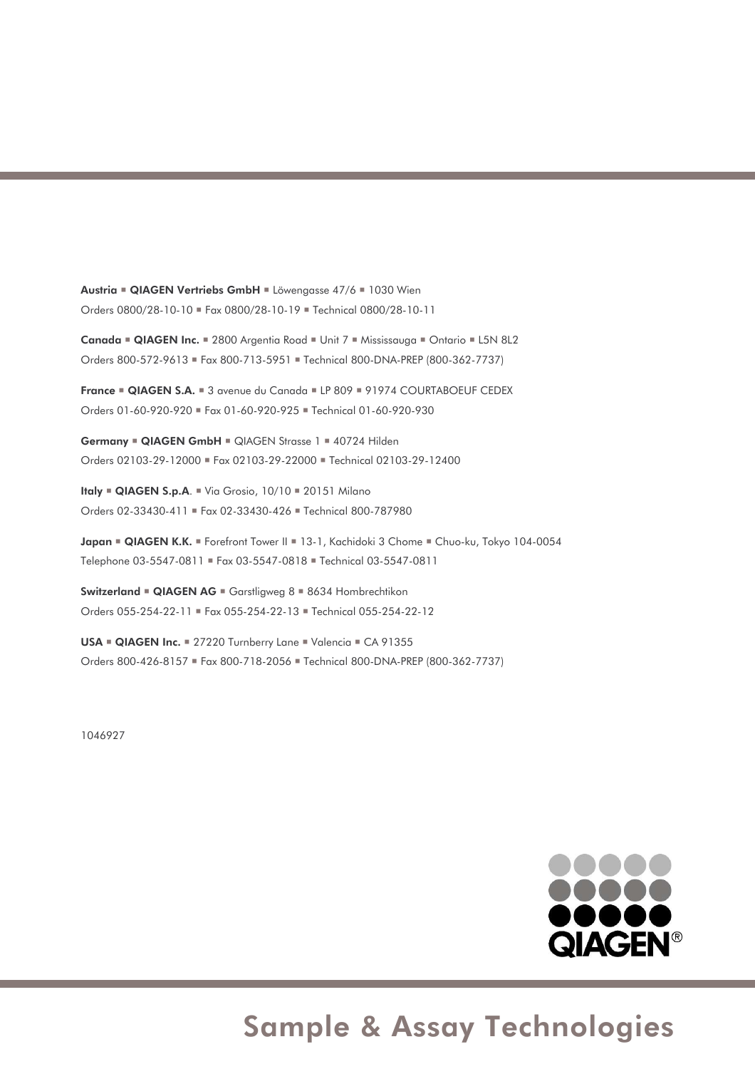**Austria** ▪ **QIAGEN Vertriebs GmbH** ▪ Löwengasse 47/6 ▪ 1030 Wien
Orders 0800/28-10-10 ▪ Fax 0800/28-10-19 ▪ Technical 0800/28-10-11

**Canada** ▪ **QIAGEN Inc.** ▪ 2800 Argentia Road ▪ Unit 7 ▪ Mississauga ▪ Ontario ▪ L5N 8L2
Orders 800-572-9613 ▪ Fax 800-713-5951 ▪ Technical 800-DNA-PREP (800-362-7737)

**France** ▪ **QIAGEN S.A.** ▪ 3 avenue du Canada ▪ LP 809 ▪ 91974 COURTABOEUF CEDEX
Orders 01-60-920-920 ▪ Fax 01-60-920-925 ▪ Technical 01-60-920-930

**Germany** ▪ **QIAGEN GmbH** ▪ QIAGEN Strasse 1 ▪ 40724 Hilden
Orders 02103-29-12000 ▪ Fax 02103-29-22000 ▪ Technical 02103-29-12400

**Italy** ▪ **QIAGEN S.p.A**. ▪ Via Grosio, 10/10 ▪ 20151 Milano
Orders 02-33430-411 ▪ Fax 02-33430-426 ▪ Technical 800-787980

**Japan** ▪ **QIAGEN K.K.** ▪ Forefront Tower II ▪ 13-1, Kachidoki 3 Chome ▪ Chuo-ku, Tokyo 104-0054
Telephone 03-5547-0811 ▪ Fax 03-5547-0818 ▪ Technical 03-5547-0811

**Switzerland** ▪ **QIAGEN AG** ▪ Garstligweg 8 ▪ 8634 Hombrechtikon
Orders 055-254-22-11 ▪ Fax 055-254-22-13 ▪ Technical 055-254-22-12

**USA** ▪ **QIAGEN Inc.** ▪ 27220 Turnberry Lane ▪ Valencia ▪ CA 91355
Orders 800-426-8157 ▪ Fax 800-718-2056 ▪ Technical 800-DNA-PREP (800-362-7737)

1046927

QIAGEN®

Sample & Assay Technologies